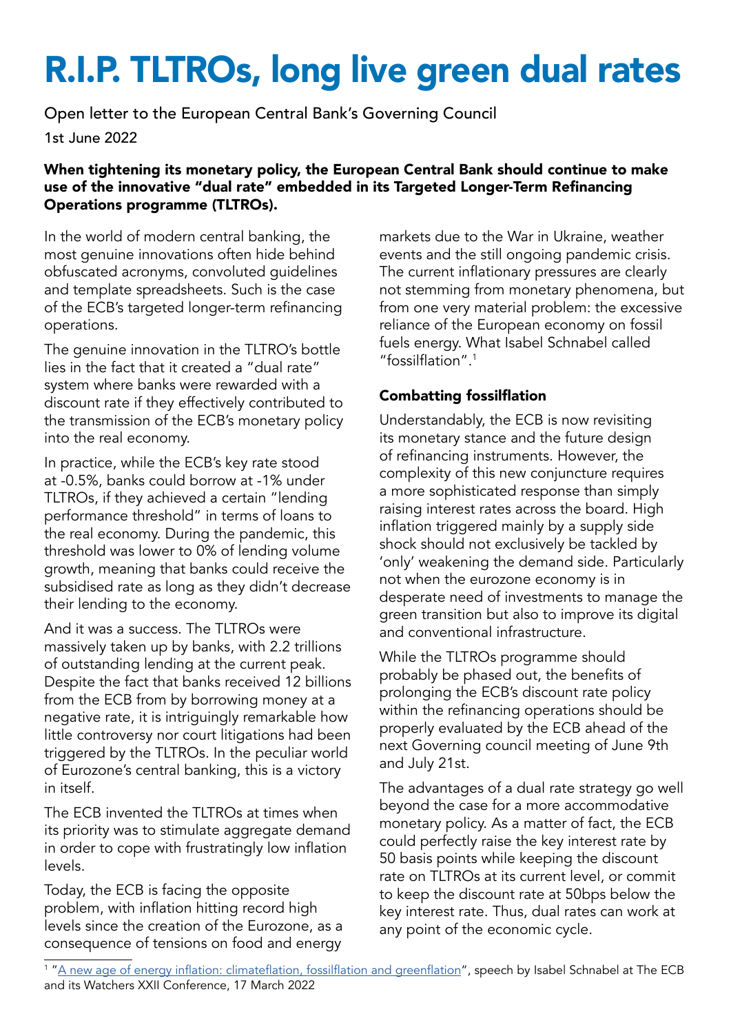# R.I.P. TLTROs, long live green dual rates

Open letter to the European Central Bank's Governing Council

1st June 2022

**When tightening its monetary policy, the European Central Bank should continue to make use of the innovative "dual rate" embedded in its Targeted Longer-Term Refinancing Operations programme (TLTROs).**

In the world of modern central banking, the most genuine innovations often hide behind obfuscated acronyms, convoluted guidelines and template spreadsheets. Such is the case of the ECB's targeted longer-term refinancing operations.

The genuine innovation in the TLTRO's bottle lies in the fact that it created a "dual rate" system where banks were rewarded with a discount rate if they effectively contributed to the transmission of the ECB's monetary policy into the real economy.

In practice, while the ECB's key rate stood at -0.5%, banks could borrow at -1% under TLTROs, if they achieved a certain "lending performance threshold" in terms of loans to the real economy. During the pandemic, this threshold was lower to 0% of lending volume growth, meaning that banks could receive the subsidised rate as long as they didn't decrease their lending to the economy.

And it was a success. The TLTROs were massively taken up by banks, with 2.2 trillions of outstanding lending at the current peak. Despite the fact that banks received 12 billions from the ECB from by borrowing money at a negative rate, it is intriguingly remarkable how little controversy nor court litigations had been triggered by the TLTROs. In the peculiar world of Eurozone's central banking, this is a victory in itself.

The ECB invented the TLTROs at times when its priority was to stimulate aggregate demand in order to cope with frustratingly low inflation levels.

Today, the ECB is facing the opposite problem, with inflation hitting record high levels since the creation of the Eurozone, as a consequence of tensions on food and energy markets due to the War in Ukraine, weather events and the still ongoing pandemic crisis. The current inflationary pressures are clearly not stemming from monetary phenomena, but from one very material problem: the excessive reliance of the European economy on fossil fuels energy. What Isabel Schnabel called "fossilflation".[1]

### Combatting fossilflation

Understandably, the ECB is now revisiting its monetary stance and the future design of refinancing instruments. However, the complexity of this new conjuncture requires a more sophisticated response than simply raising interest rates across the board. High inflation triggered mainly by a supply side shock should not exclusively be tackled by 'only' weakening the demand side. Particularly not when the eurozone economy is in desperate need of investments to manage the green transition but also to improve its digital and conventional infrastructure.

While the TLTROs programme should probably be phased out, the benefits of prolonging the ECB's discount rate policy within the refinancing operations should be properly evaluated by the ECB ahead of the next Governing council meeting of June 9th and July 21st.

The advantages of a dual rate strategy go well beyond the case for a more accommodative monetary policy. As a matter of fact, the ECB could perfectly raise the key interest rate by 50 basis points while keeping the discount rate on TLTROs at its current level, or commit to keep the discount rate at 50bps below the key interest rate. Thus, dual rates can work at any point of the economic cycle.

---

[1] "A new age of energy inflation: climateflation, fossilflation and greenflation", speech by Isabel Schnabel at The ECB and its Watchers XXII Conference, 17 March 2022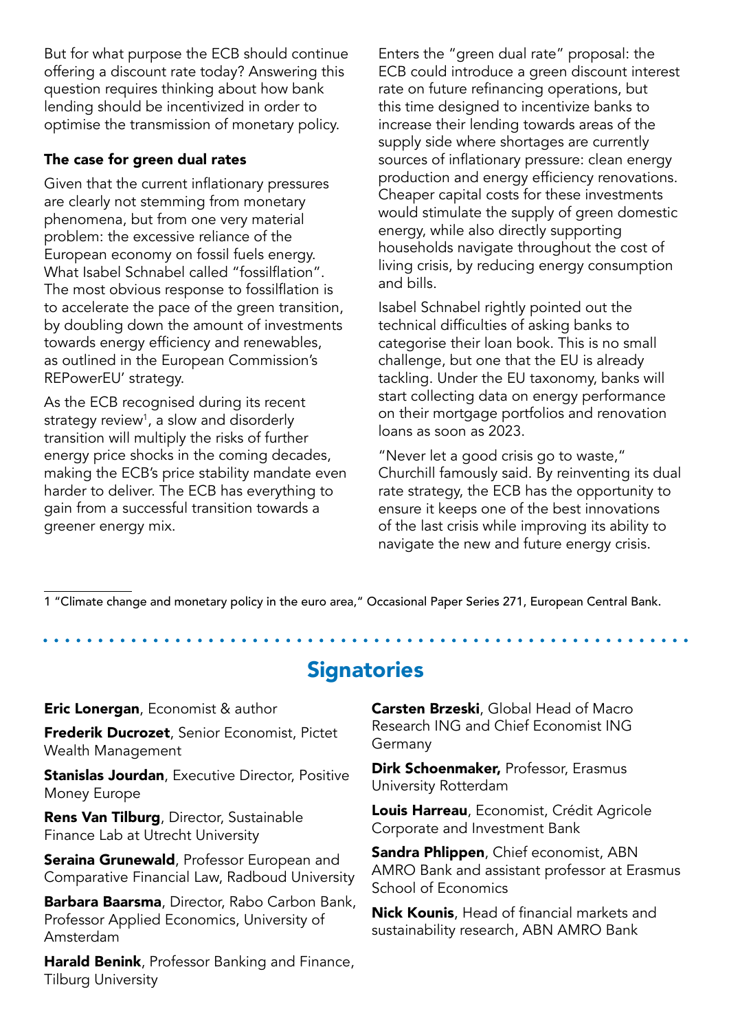But for what purpose the ECB should continue offering a discount rate today? Answering this question requires thinking about how bank lending should be incentivized in order to optimise the transmission of monetary policy.

### The case for green dual rates

Given that the current inflationary pressures are clearly not stemming from monetary phenomena, but from one very material problem: the excessive reliance of the European economy on fossil fuels energy. What Isabel Schnabel called "fossilflation". The most obvious response to fossilflation is to accelerate the pace of the green transition, by doubling down the amount of investments towards energy efficiency and renewables, as outlined in the European Commission's REPowerEU' strategy.

As the ECB recognised during its recent strategy review[1], a slow and disorderly transition will multiply the risks of further energy price shocks in the coming decades, making the ECB's price stability mandate even harder to deliver. The ECB has everything to gain from a successful transition towards a greener energy mix.

Enters the "green dual rate" proposal: the ECB could introduce a green discount interest rate on future refinancing operations, but this time designed to incentivize banks to increase their lending towards areas of the supply side where shortages are currently sources of inflationary pressure: clean energy production and energy efficiency renovations. Cheaper capital costs for these investments would stimulate the supply of green domestic energy, while also directly supporting households navigate throughout the cost of living crisis, by reducing energy consumption and bills.

Isabel Schnabel rightly pointed out the technical difficulties of asking banks to categorise their loan book. This is no small challenge, but one that the EU is already tackling. Under the EU taxonomy, banks will start collecting data on energy performance on their mortgage portfolios and renovation loans as soon as 2023.

"Never let a good crisis go to waste," Churchill famously said. By reinventing its dual rate strategy, the ECB has the opportunity to ensure it keeps one of the best innovations of the last crisis while improving its ability to navigate the new and future energy crisis.

1 "Climate change and monetary policy in the euro area," Occasional Paper Series 271, European Central Bank.

## Signatories

**Eric Lonergan**, Economist & author

**Frederik Ducrozet**, Senior Economist, Pictet Wealth Management

**Stanislas Jourdan**, Executive Director, Positive Money Europe

**Rens Van Tilburg**, Director, Sustainable Finance Lab at Utrecht University

**Seraina Grunewald**, Professor European and Comparative Financial Law, Radboud University

**Barbara Baarsma**, Director, Rabo Carbon Bank, Professor Applied Economics, University of Amsterdam

**Harald Benink**, Professor Banking and Finance, Tilburg University

**Carsten Brzeski**, Global Head of Macro Research ING and Chief Economist ING Germany

**Dirk Schoenmaker,** Professor, Erasmus University Rotterdam

**Louis Harreau**, Economist, Crédit Agricole Corporate and Investment Bank

**Sandra Phlippen**, Chief economist, ABN AMRO Bank and assistant professor at Erasmus School of Economics

**Nick Kounis**, Head of financial markets and sustainability research, ABN AMRO Bank